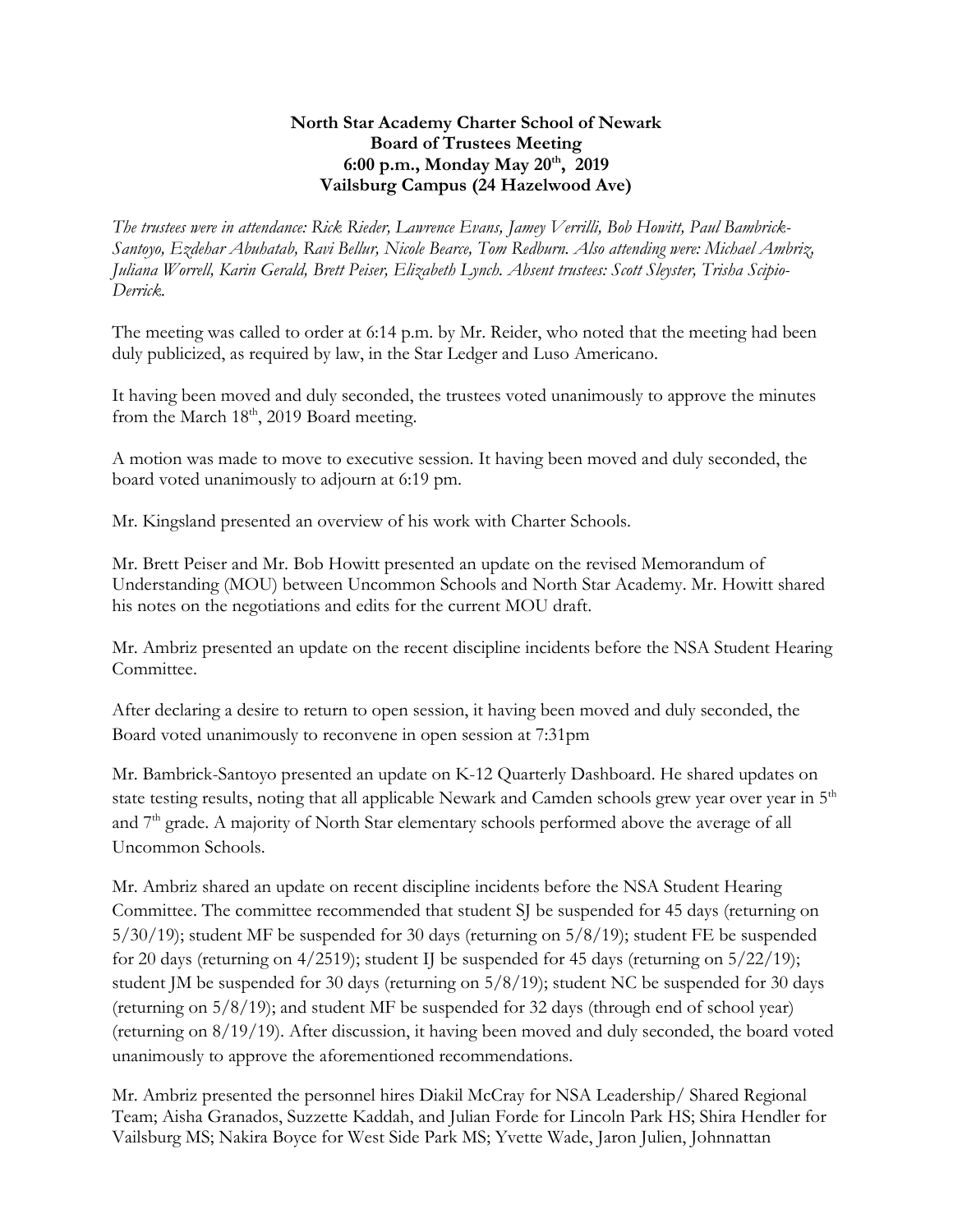**North Star Academy Charter School of Newark**
**Board of Trustees Meeting**
**6:00 p.m., Monday May 20th, 2019**
**Vailsburg Campus (24 Hazelwood Ave)**

*The trustees were in attendance: Rick Rieder, Lawrence Evans, Jamey Verrilli, Bob Howitt, Paul Bambrick-Santoyo, Ezdehar Abuhatab, Ravi Bellur, Nicole Bearce, Tom Redburn. Also attending were: Michael Ambriz, Juliana Worrell, Karin Gerald, Brett Peiser, Elizabeth Lynch. Absent trustees: Scott Sleyster, Trisha Scipio-Derrick.*

The meeting was called to order at 6:14 p.m. by Mr. Reider, who noted that the meeting had been duly publicized, as required by law, in the Star Ledger and Luso Americano.

It having been moved and duly seconded, the trustees voted unanimously to approve the minutes from the March 18th, 2019 Board meeting.

A motion was made to move to executive session. It having been moved and duly seconded, the board voted unanimously to adjourn at 6:19 pm.

Mr. Kingsland presented an overview of his work with Charter Schools.

Mr. Brett Peiser and Mr. Bob Howitt presented an update on the revised Memorandum of Understanding (MOU) between Uncommon Schools and North Star Academy. Mr. Howitt shared his notes on the negotiations and edits for the current MOU draft.

Mr. Ambriz presented an update on the recent discipline incidents before the NSA Student Hearing Committee.

After declaring a desire to return to open session, it having been moved and duly seconded, the Board voted unanimously to reconvene in open session at 7:31pm

Mr. Bambrick-Santoyo presented an update on K-12 Quarterly Dashboard. He shared updates on state testing results, noting that all applicable Newark and Camden schools grew year over year in 5th and 7th grade. A majority of North Star elementary schools performed above the average of all Uncommon Schools.

Mr. Ambriz shared an update on recent discipline incidents before the NSA Student Hearing Committee. The committee recommended that student SJ be suspended for 45 days (returning on 5/30/19); student MF be suspended for 30 days (returning on 5/8/19); student FE be suspended for 20 days (returning on 4/2519); student IJ be suspended for 45 days (returning on 5/22/19); student JM be suspended for 30 days (returning on 5/8/19); student NC be suspended for 30 days (returning on 5/8/19); and student MF be suspended for 32 days (through end of school year) (returning on 8/19/19). After discussion, it having been moved and duly seconded, the board voted unanimously to approve the aforementioned recommendations.

Mr. Ambriz presented the personnel hires Diakil McCray for NSA Leadership/ Shared Regional Team; Aisha Granados, Suzzette Kaddah, and Julian Forde for Lincoln Park HS; Shira Hendler for Vailsburg MS; Nakira Boyce for West Side Park MS; Yvette Wade, Jaron Julien, Johnnattan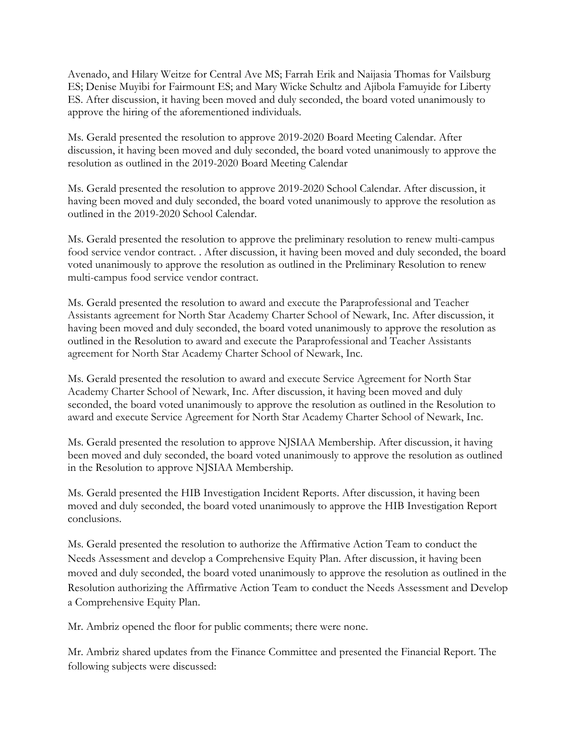Avenado, and Hilary Weitze for Central Ave MS; Farrah Erik and Naijasia Thomas for Vailsburg ES; Denise Muyibi for Fairmount ES; and Mary Wicke Schultz and Ajibola Famuyide for Liberty ES. After discussion, it having been moved and duly seconded, the board voted unanimously to approve the hiring of the aforementioned individuals.

Ms. Gerald presented the resolution to approve 2019-2020 Board Meeting Calendar. After discussion, it having been moved and duly seconded, the board voted unanimously to approve the resolution as outlined in the 2019-2020 Board Meeting Calendar

Ms. Gerald presented the resolution to approve 2019-2020 School Calendar. After discussion, it having been moved and duly seconded, the board voted unanimously to approve the resolution as outlined in the 2019-2020 School Calendar.

Ms. Gerald presented the resolution to approve the preliminary resolution to renew multi-campus food service vendor contract. . After discussion, it having been moved and duly seconded, the board voted unanimously to approve the resolution as outlined in the Preliminary Resolution to renew multi-campus food service vendor contract.

Ms. Gerald presented the resolution to award and execute the Paraprofessional and Teacher Assistants agreement for North Star Academy Charter School of Newark, Inc. After discussion, it having been moved and duly seconded, the board voted unanimously to approve the resolution as outlined in the Resolution to award and execute the Paraprofessional and Teacher Assistants agreement for North Star Academy Charter School of Newark, Inc.

Ms. Gerald presented the resolution to award and execute Service Agreement for North Star Academy Charter School of Newark, Inc. After discussion, it having been moved and duly seconded, the board voted unanimously to approve the resolution as outlined in the Resolution to award and execute Service Agreement for North Star Academy Charter School of Newark, Inc.

Ms. Gerald presented the resolution to approve NJSIAA Membership. After discussion, it having been moved and duly seconded, the board voted unanimously to approve the resolution as outlined in the Resolution to approve NJSIAA Membership.

Ms. Gerald presented the HIB Investigation Incident Reports. After discussion, it having been moved and duly seconded, the board voted unanimously to approve the HIB Investigation Report conclusions.

Ms. Gerald presented the resolution to authorize the Affirmative Action Team to conduct the Needs Assessment and develop a Comprehensive Equity Plan. After discussion, it having been moved and duly seconded, the board voted unanimously to approve the resolution as outlined in the Resolution authorizing the Affirmative Action Team to conduct the Needs Assessment and Develop a Comprehensive Equity Plan.

Mr. Ambriz opened the floor for public comments; there were none.

Mr. Ambriz shared updates from the Finance Committee and presented the Financial Report. The following subjects were discussed: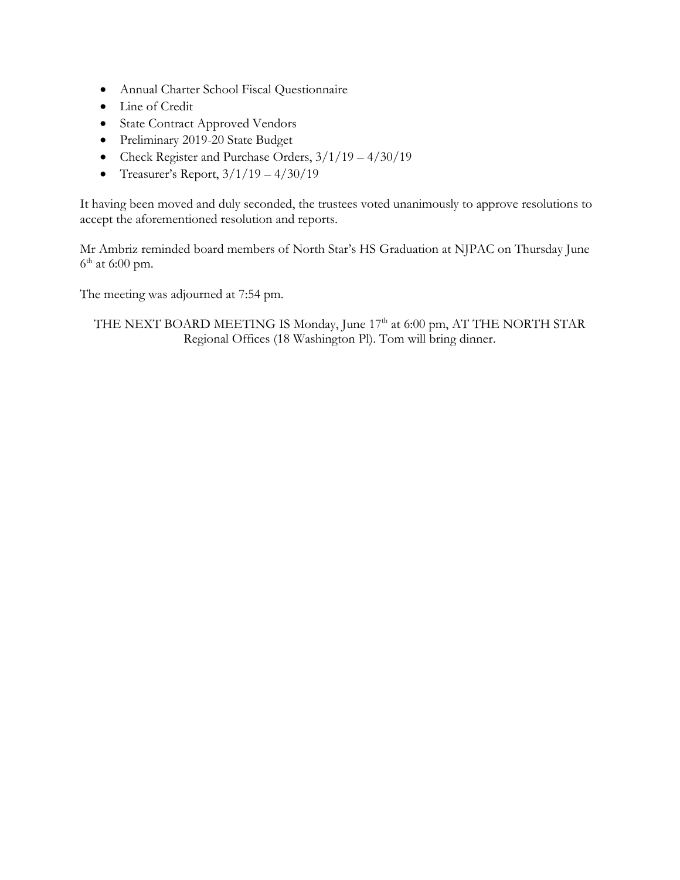- Annual Charter School Fiscal Questionnaire
- Line of Credit
- State Contract Approved Vendors
- Preliminary 2019-20 State Budget
- Check Register and Purchase Orders, 3/1/19 – 4/30/19
- Treasurer's Report, 3/1/19 – 4/30/19

It having been moved and duly seconded, the trustees voted unanimously to approve resolutions to accept the aforementioned resolution and reports.

Mr Ambriz reminded board members of North Star's HS Graduation at NJPAC on Thursday June 6th at 6:00 pm.

The meeting was adjourned at 7:54 pm.

THE NEXT BOARD MEETING IS Monday, June 17th at 6:00 pm, AT THE NORTH STAR Regional Offices (18 Washington Pl). Tom will bring dinner.